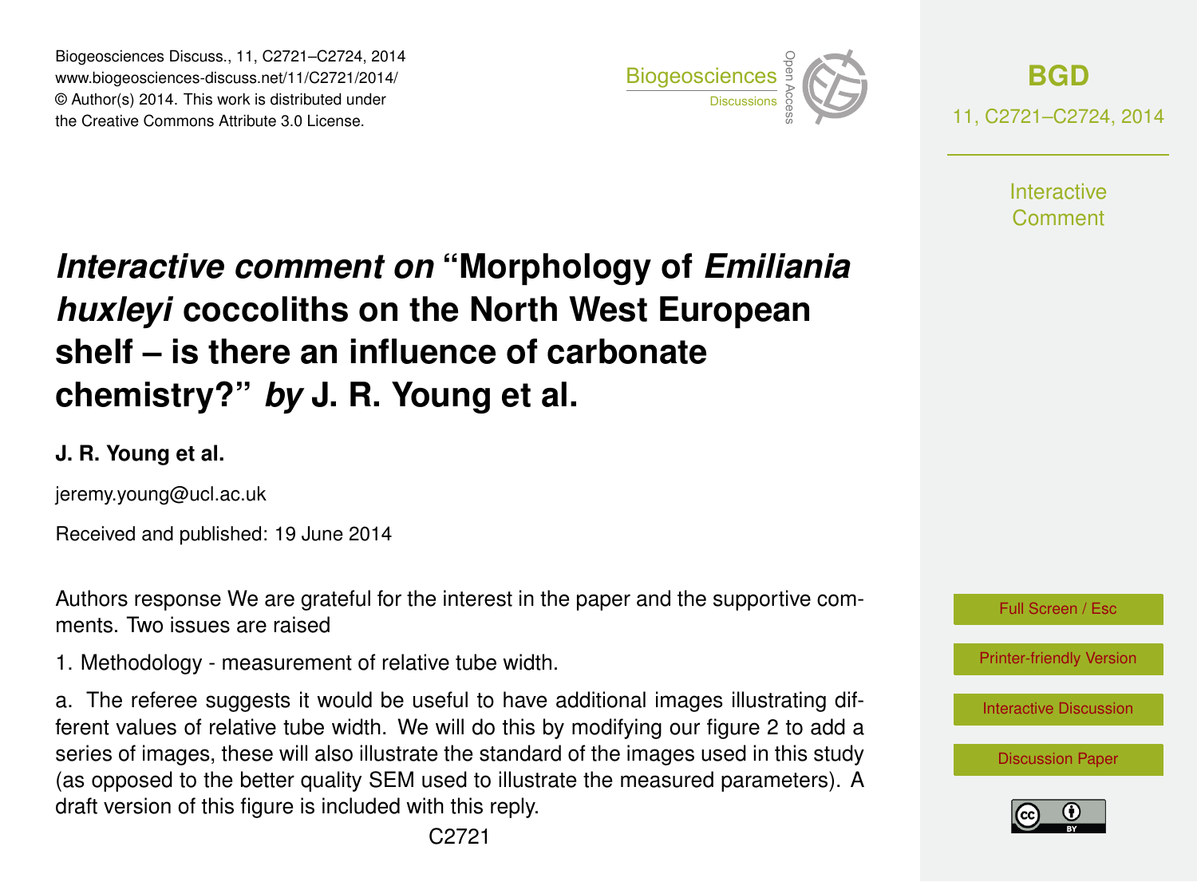# *Interactive comment on* “Morphology of *Emiliania huxleyi* coccoliths on the North West European shelf – is there an influence of carbonate chemistry?” *by* J. R. Young et al.

**J. R. Young et al.**

jeremy.young@ucl.ac.uk

Received and published: 19 June 2014

Authors response We are grateful for the interest in the paper and the supportive comments. Two issues are raised

1. Methodology - measurement of relative tube width.

a. The referee suggests it would be useful to have additional images illustrating different values of relative tube width. We will do this by modifying our figure 2 to add a series of images, these will also illustrate the standard of the images used in this study (as opposed to the better quality SEM used to illustrate the measured parameters). A draft version of this figure is included with this reply.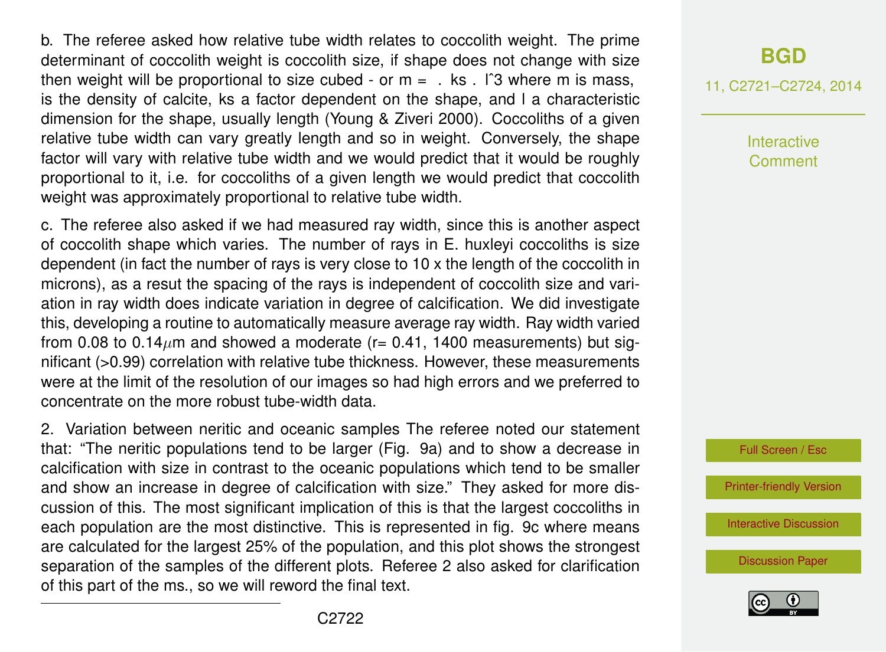b. The referee asked how relative tube width relates to coccolith weight. The prime determinant of coccolith weight is coccolith size, if shape does not change with size then weight will be proportional to size cubed - or m = . ks . lˆ3 where m is mass, is the density of calcite, ks a factor dependent on the shape, and l a characteristic dimension for the shape, usually length (Young & Ziveri 2000). Coccoliths of a given relative tube width can vary greatly length and so in weight. Conversely, the shape factor will vary with relative tube width and we would predict that it would be roughly proportional to it, i.e. for coccoliths of a given length we would predict that coccolith weight was approximately proportional to relative tube width.

c. The referee also asked if we had measured ray width, since this is another aspect of coccolith shape which varies. The number of rays in E. huxleyi coccoliths is size dependent (in fact the number of rays is very close to 10 x the length of the coccolith in microns), as a resut the spacing of the rays is independent of coccolith size and variation in ray width does indicate variation in degree of calcification. We did investigate this, developing a routine to automatically measure average ray width. Ray width varied from 0.08 to 0.14$\mu$m and showed a moderate (r= 0.41, 1400 measurements) but significant (>0.99) correlation with relative tube thickness. However, these measurements were at the limit of the resolution of our images so had high errors and we preferred to concentrate on the more robust tube-width data.

2. Variation between neritic and oceanic samples The referee noted our statement that: "The neritic populations tend to be larger (Fig. 9a) and to show a decrease in calcification with size in contrast to the oceanic populations which tend to be smaller and show an increase in degree of calcification with size." They asked for more discussion of this. The most significant implication of this is that the largest coccoliths in each population are the most distinctive. This is represented in fig. 9c where means are calculated for the largest 25% of the population, and this plot shows the strongest separation of the samples of the different plots. Referee 2 also asked for clarification of this part of the ms., so we will reword the final text.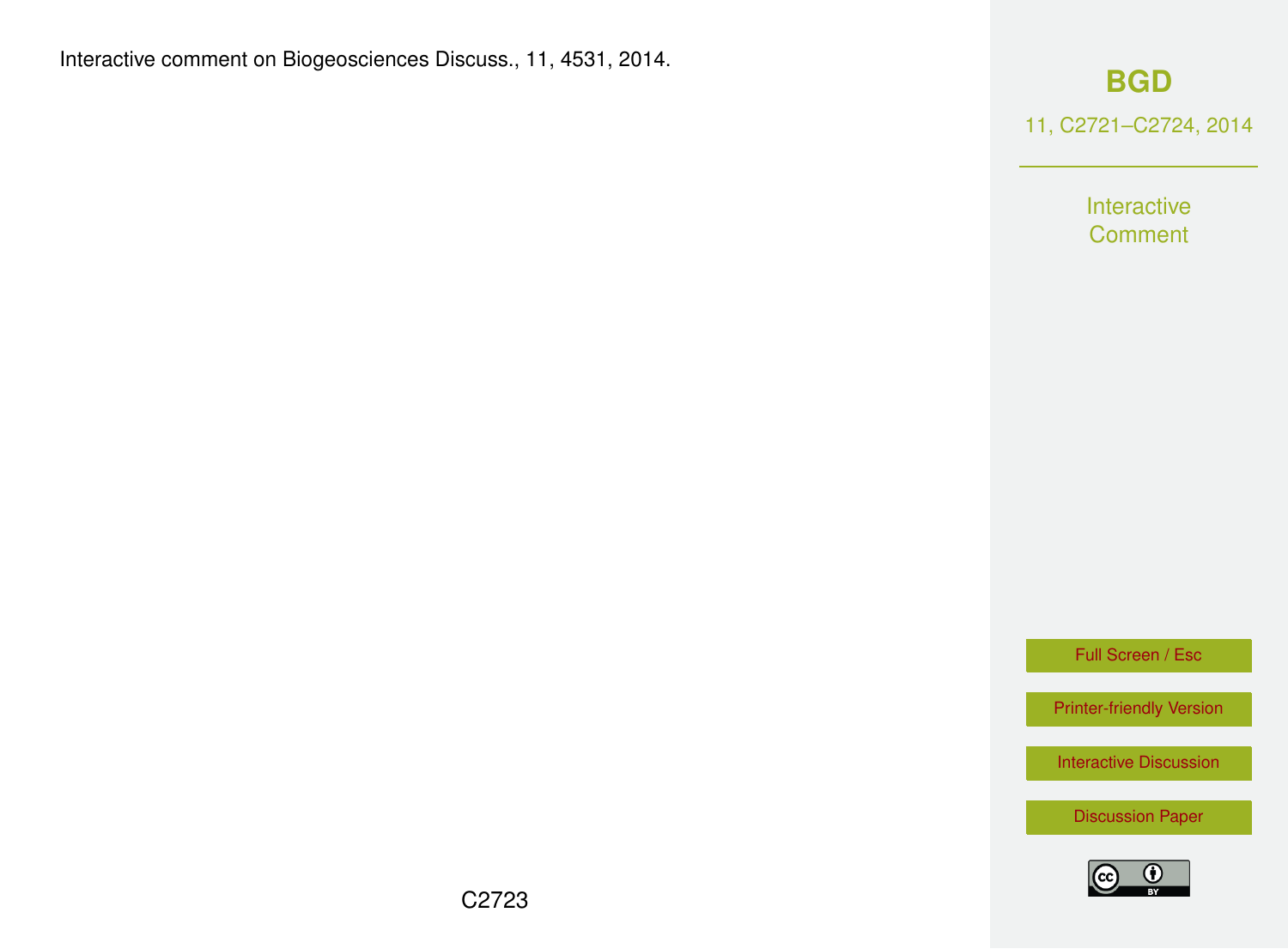Interactive comment on Biogeosciences Discuss., 11, 4531, 2014.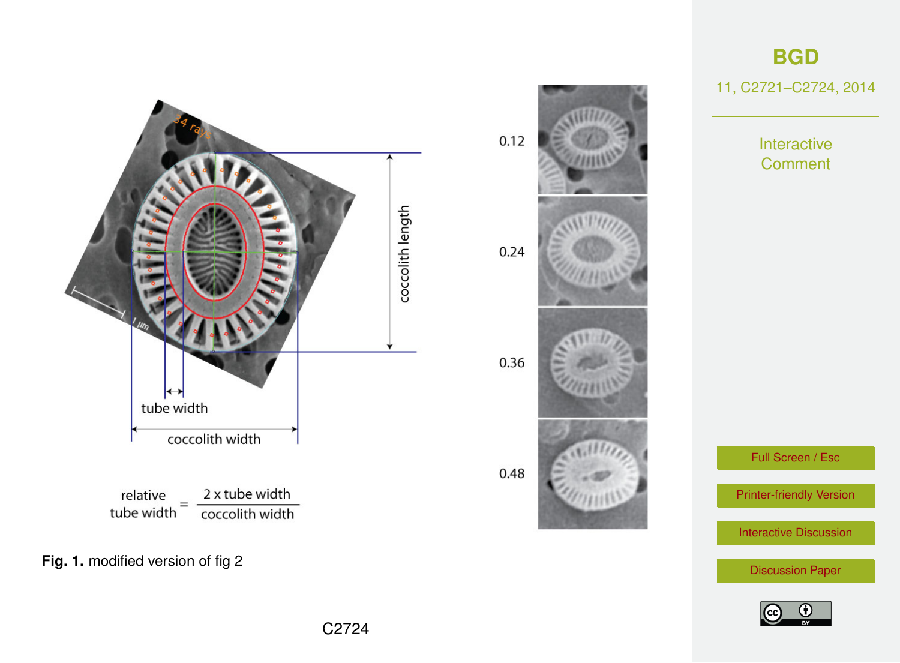34 rays

coccolith length

1 µm

tube width

coccolith width

$$\text{relative tube width} = \frac{2 \times \text{tube width}}{\text{coccolith width}}$$

0.12

0.24

0.36

0.48

**Fig. 1.** modified version of fig 2